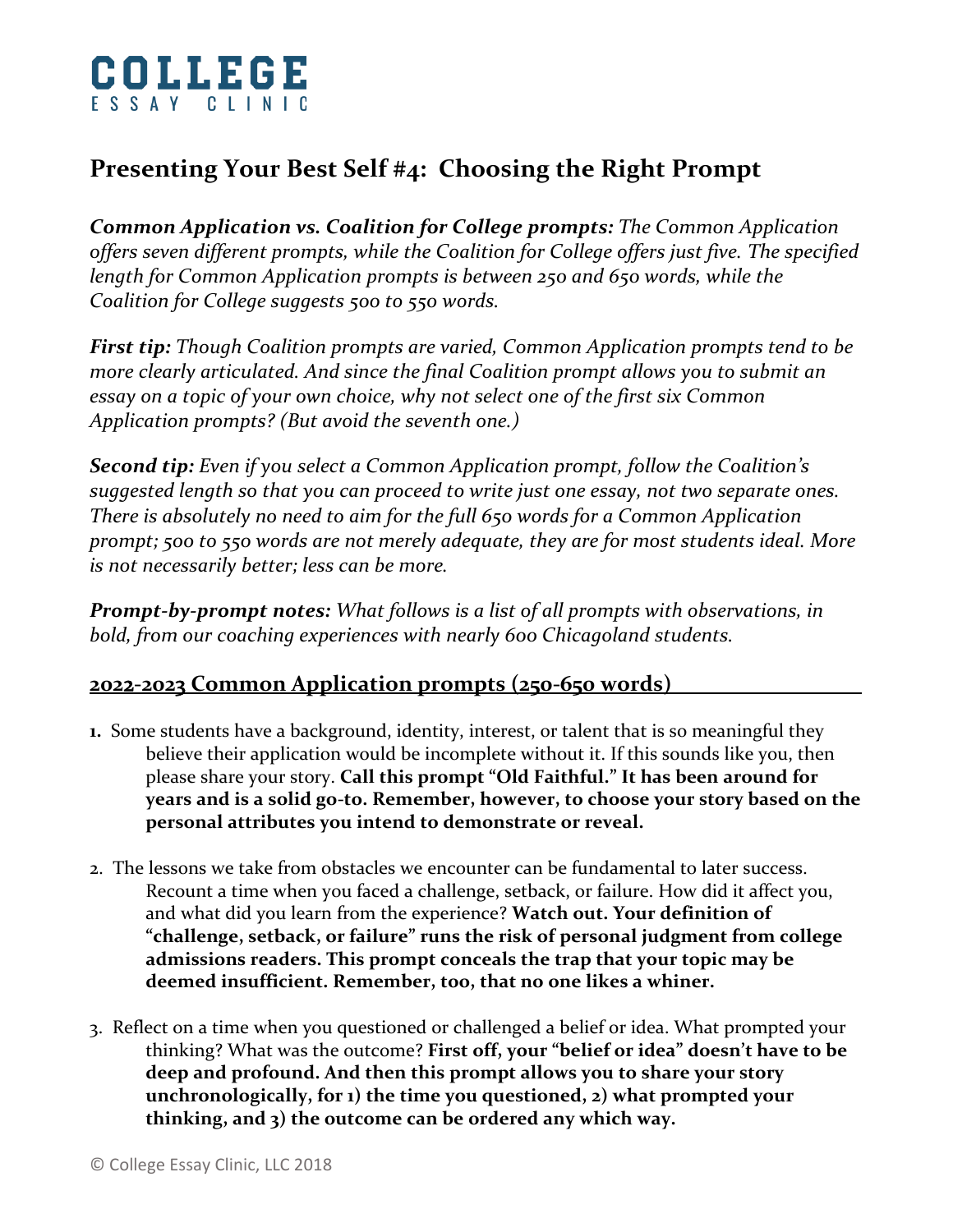# COLLEGE
ESSAY CLINIC

## Presenting Your Best Self #4: Choosing the Right Prompt

***Common Application vs. Coalition for College prompts:*** *The Common Application offers seven different prompts, while the Coalition for College offers just five. The specified length for Common Application prompts is between 250 and 650 words, while the Coalition for College suggests 500 to 550 words.*

***First tip:*** *Though Coalition prompts are varied, Common Application prompts tend to be more clearly articulated. And since the final Coalition prompt allows you to submit an essay on a topic of your own choice, why not select one of the first six Common Application prompts? (But avoid the seventh one.)*

***Second tip:*** *Even if you select a Common Application prompt, follow the Coalition's suggested length so that you can proceed to write just one essay, not two separate ones. There is absolutely no need to aim for the full 650 words for a Common Application prompt; 500 to 550 words are not merely adequate, they are for most students ideal. More is not necessarily better; less can be more.*

***Prompt-by-prompt notes:*** *What follows is a list of all prompts with observations, in bold, from our coaching experiences with nearly 600 Chicagoland students.*

### 2022-2023 Common Application prompts (250-650 words)

1. Some students have a background, identity, interest, or talent that is so meaningful they believe their application would be incomplete without it. If this sounds like you, then please share your story. **Call this prompt "Old Faithful." It has been around for years and is a solid go-to. Remember, however, to choose your story based on the personal attributes you intend to demonstrate or reveal.**

2. The lessons we take from obstacles we encounter can be fundamental to later success. Recount a time when you faced a challenge, setback, or failure. How did it affect you, and what did you learn from the experience? **Watch out. Your definition of "challenge, setback, or failure" runs the risk of personal judgment from college admissions readers. This prompt conceals the trap that your topic may be deemed insufficient. Remember, too, that no one likes a whiner.**

3. Reflect on a time when you questioned or challenged a belief or idea. What prompted your thinking? What was the outcome? **First off, your "belief or idea" doesn't have to be deep and profound. And then this prompt allows you to share your story unchronologically, for 1) the time you questioned, 2) what prompted your thinking, and 3) the outcome can be ordered any which way.**

© College Essay Clinic, LLC 2018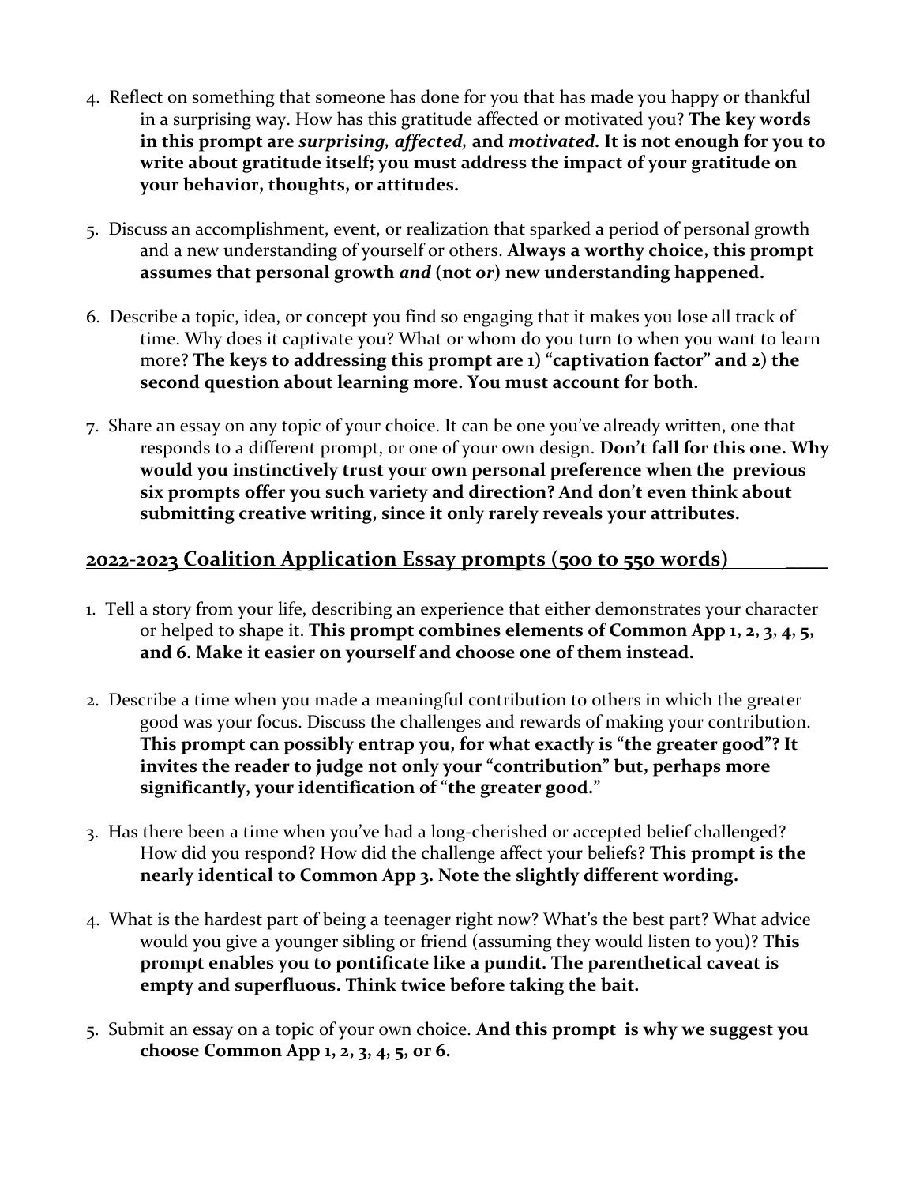4. Reflect on something that someone has done for you that has made you happy or thankful in a surprising way. How has this gratitude affected or motivated you? **The key words in this prompt are *surprising, affected,* and *motivated*. It is not enough for you to write about gratitude itself; you must address the impact of your gratitude on your behavior, thoughts, or attitudes.**

5. Discuss an accomplishment, event, or realization that sparked a period of personal growth and a new understanding of yourself or others. **Always a worthy choice, this prompt assumes that personal growth *and* (not *or*) new understanding happened.**

6. Describe a topic, idea, or concept you find so engaging that it makes you lose all track of time. Why does it captivate you? What or whom do you turn to when you want to learn more? **The keys to addressing this prompt are 1) "captivation factor" and 2) the second question about learning more. You must account for both.**

7. Share an essay on any topic of your choice. It can be one you've already written, one that responds to a different prompt, or one of your own design. **Don't fall for this one. Why would you instinctively trust your own personal preference when the previous six prompts offer you such variety and direction? And don't even think about submitting creative writing, since it only rarely reveals your attributes.**

## 2022-2023 Coalition Application Essay prompts (500 to 550 words)

1. Tell a story from your life, describing an experience that either demonstrates your character or helped to shape it. **This prompt combines elements of Common App 1, 2, 3, 4, 5, and 6. Make it easier on yourself and choose one of them instead.**

2. Describe a time when you made a meaningful contribution to others in which the greater good was your focus. Discuss the challenges and rewards of making your contribution. **This prompt can possibly entrap you, for what exactly is "the greater good"? It invites the reader to judge not only your "contribution" but, perhaps more significantly, your identification of "the greater good."**

3. Has there been a time when you've had a long-cherished or accepted belief challenged? How did you respond? How did the challenge affect your beliefs? **This prompt is the nearly identical to Common App 3. Note the slightly different wording.**

4. What is the hardest part of being a teenager right now? What's the best part? What advice would you give a younger sibling or friend (assuming they would listen to you)? **This prompt enables you to pontificate like a pundit. The parenthetical caveat is empty and superfluous. Think twice before taking the bait.**

5. Submit an essay on a topic of your own choice. **And this prompt is why we suggest you choose Common App 1, 2, 3, 4, 5, or 6.**